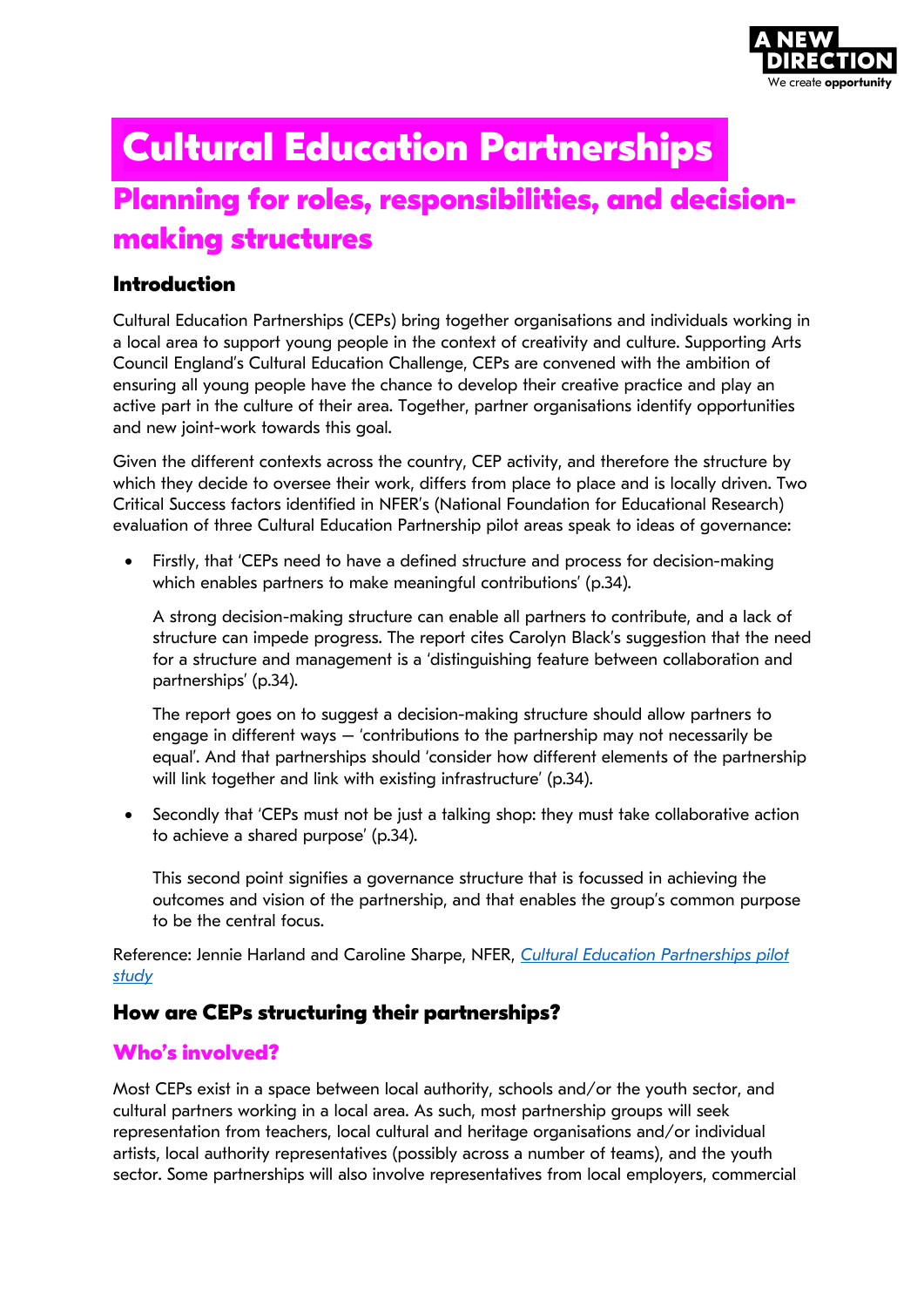# Cultural Education Partnerships

## Planning for roles, responsibilities, and decision-making structures

### Introduction

Cultural Education Partnerships (CEPs) bring together organisations and individuals working in a local area to support young people in the context of creativity and culture. Supporting Arts Council England's Cultural Education Challenge, CEPs are convened with the ambition of ensuring all young people have the chance to develop their creative practice and play an active part in the culture of their area. Together, partner organisations identify opportunities and new joint-work towards this goal.

Given the different contexts across the country, CEP activity, and therefore the structure by which they decide to oversee their work, differs from place to place and is locally driven. Two Critical Success factors identified in NFER's (National Foundation for Educational Research) evaluation of three Cultural Education Partnership pilot areas speak to ideas of governance:

- Firstly, that 'CEPs need to have a defined structure and process for decision-making which enables partners to make meaningful contributions' (p.34).

  A strong decision-making structure can enable all partners to contribute, and a lack of structure can impede progress. The report cites Carolyn Black's suggestion that the need for a structure and management is a 'distinguishing feature between collaboration and partnerships' (p.34).

  The report goes on to suggest a decision-making structure should allow partners to engage in different ways – 'contributions to the partnership may not necessarily be equal'. And that partnerships should 'consider how different elements of the partnership will link together and link with existing infrastructure' (p.34).

- Secondly that 'CEPs must not be just a talking shop: they must take collaborative action to achieve a shared purpose' (p.34).

  This second point signifies a governance structure that is focussed in achieving the outcomes and vision of the partnership, and that enables the group's common purpose to be the central focus.

Reference: Jennie Harland and Caroline Sharpe, NFER, *Cultural Education Partnerships pilot study*

### How are CEPs structuring their partnerships?

#### Who's involved?

Most CEPs exist in a space between local authority, schools and/or the youth sector, and cultural partners working in a local area. As such, most partnership groups will seek representation from teachers, local cultural and heritage organisations and/or individual artists, local authority representatives (possibly across a number of teams), and the youth sector. Some partnerships will also involve representatives from local employers, commercial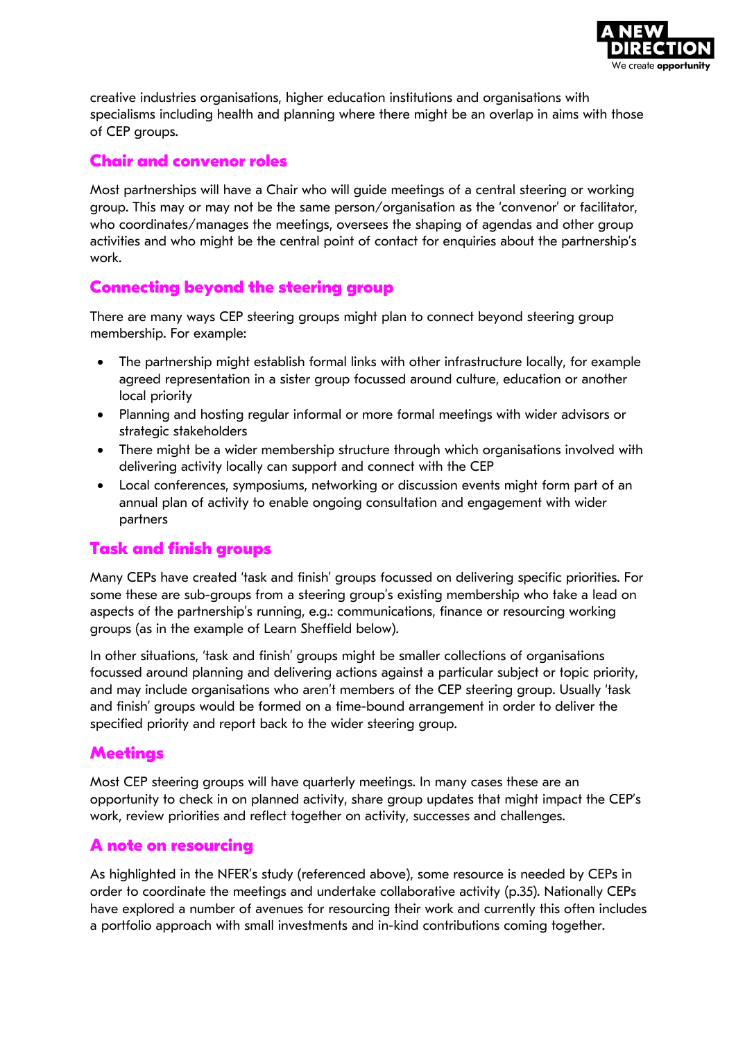creative industries organisations, higher education institutions and organisations with specialisms including health and planning where there might be an overlap in aims with those of CEP groups.

## Chair and convenor roles

Most partnerships will have a Chair who will guide meetings of a central steering or working group. This may or may not be the same person/organisation as the 'convenor' or facilitator, who coordinates/manages the meetings, oversees the shaping of agendas and other group activities and who might be the central point of contact for enquiries about the partnership's work.

## Connecting beyond the steering group

There are many ways CEP steering groups might plan to connect beyond steering group membership. For example:

- The partnership might establish formal links with other infrastructure locally, for example agreed representation in a sister group focussed around culture, education or another local priority
- Planning and hosting regular informal or more formal meetings with wider advisors or strategic stakeholders
- There might be a wider membership structure through which organisations involved with delivering activity locally can support and connect with the CEP
- Local conferences, symposiums, networking or discussion events might form part of an annual plan of activity to enable ongoing consultation and engagement with wider partners

## Task and finish groups

Many CEPs have created 'task and finish' groups focussed on delivering specific priorities. For some these are sub-groups from a steering group's existing membership who take a lead on aspects of the partnership's running, e.g.: communications, finance or resourcing working groups (as in the example of Learn Sheffield below).

In other situations, 'task and finish' groups might be smaller collections of organisations focussed around planning and delivering actions against a particular subject or topic priority, and may include organisations who aren't members of the CEP steering group. Usually 'task and finish' groups would be formed on a time-bound arrangement in order to deliver the specified priority and report back to the wider steering group.

## Meetings

Most CEP steering groups will have quarterly meetings. In many cases these are an opportunity to check in on planned activity, share group updates that might impact the CEP's work, review priorities and reflect together on activity, successes and challenges.

## A note on resourcing

As highlighted in the NFER's study (referenced above), some resource is needed by CEPs in order to coordinate the meetings and undertake collaborative activity (p.35). Nationally CEPs have explored a number of avenues for resourcing their work and currently this often includes a portfolio approach with small investments and in-kind contributions coming together.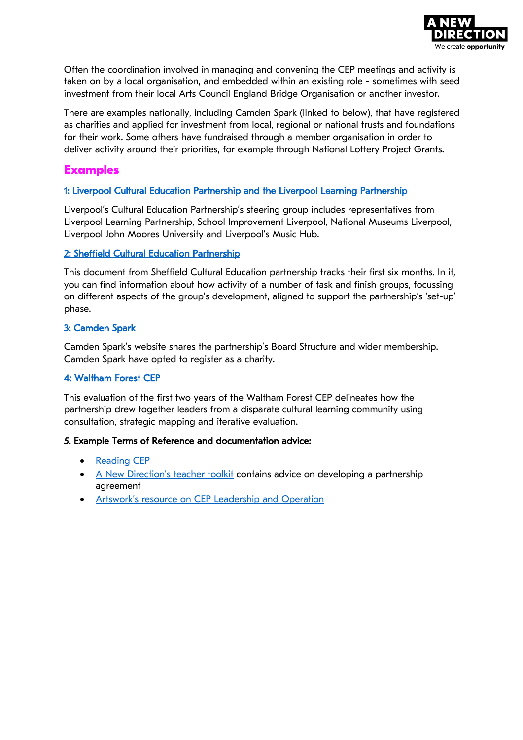Often the coordination involved in managing and convening the CEP meetings and activity is taken on by a local organisation, and embedded within an existing role - sometimes with seed investment from their local Arts Council England Bridge Organisation or another investor.

There are examples nationally, including Camden Spark (linked to below), that have registered as charities and applied for investment from local, regional or national trusts and foundations for their work. Some others have fundraised through a member organisation in order to deliver activity around their priorities, for example through National Lottery Project Grants.

## Examples

### 1: Liverpool Cultural Education Partnership and the Liverpool Learning Partnership

Liverpool's Cultural Education Partnership's steering group includes representatives from Liverpool Learning Partnership, School Improvement Liverpool, National Museums Liverpool, Liverpool John Moores University and Liverpool's Music Hub.

### 2: Sheffield Cultural Education Partnership

This document from Sheffield Cultural Education partnership tracks their first six months. In it, you can find information about how activity of a number of task and finish groups, focussing on different aspects of the group's development, aligned to support the partnership's 'set-up' phase.

### 3: Camden Spark

Camden Spark's website shares the partnership's Board Structure and wider membership. Camden Spark have opted to register as a charity.

### 4: Waltham Forest CEP

This evaluation of the first two years of the Waltham Forest CEP delineates how the partnership drew together leaders from a disparate cultural learning community using consultation, strategic mapping and iterative evaluation.

**5. Example Terms of Reference and documentation advice:**

- Reading CEP
- A New Direction's teacher toolkit contains advice on developing a partnership agreement
- Artswork's resource on CEP Leadership and Operation